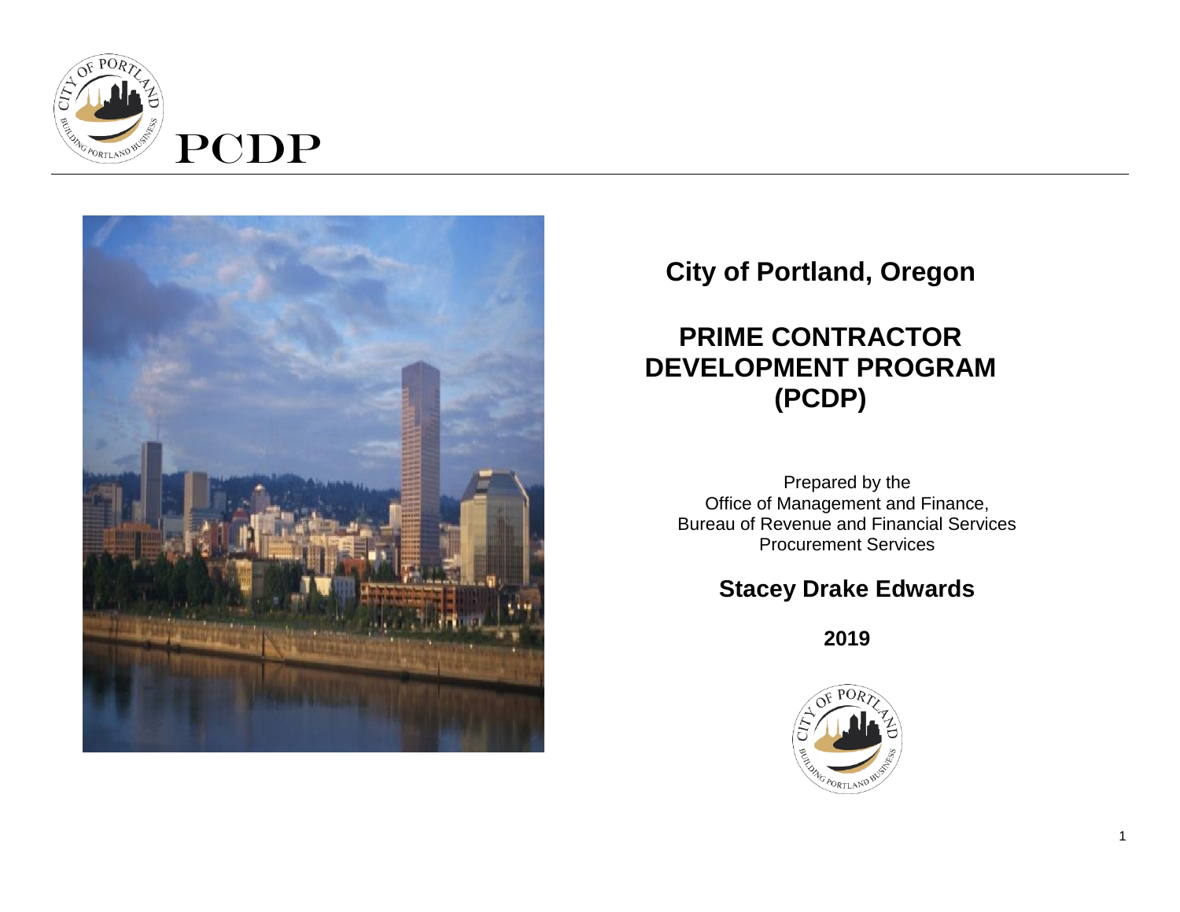PCDP

# City of Portland, Oregon

# PRIME CONTRACTOR DEVELOPMENT PROGRAM (PCDP)

Prepared by the
Office of Management and Finance,
Bureau of Revenue and Financial Services
Procurement Services

**Stacey Drake Edwards**

**2019**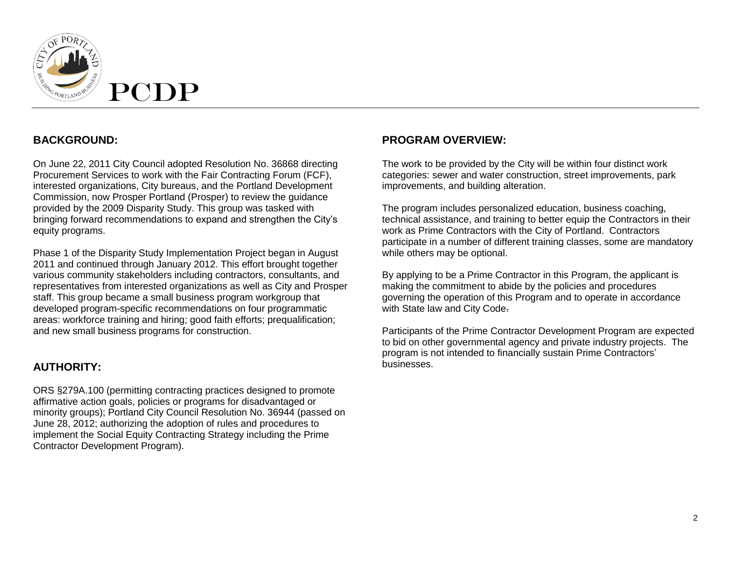# PCDP

## BACKGROUND:

On June 22, 2011 City Council adopted Resolution No. 36868 directing Procurement Services to work with the Fair Contracting Forum (FCF), interested organizations, City bureaus, and the Portland Development Commission, now Prosper Portland (Prosper) to review the guidance provided by the 2009 Disparity Study. This group was tasked with bringing forward recommendations to expand and strengthen the City's equity programs.

Phase 1 of the Disparity Study Implementation Project began in August 2011 and continued through January 2012. This effort brought together various community stakeholders including contractors, consultants, and representatives from interested organizations as well as City and Prosper staff. This group became a small business program workgroup that developed program-specific recommendations on four programmatic areas: workforce training and hiring; good faith efforts; prequalification; and new small business programs for construction.

## AUTHORITY:

ORS §279A.100 (permitting contracting practices designed to promote affirmative action goals, policies or programs for disadvantaged or minority groups); Portland City Council Resolution No. 36944 (passed on June 28, 2012; authorizing the adoption of rules and procedures to implement the Social Equity Contracting Strategy including the Prime Contractor Development Program).

## PROGRAM OVERVIEW:

The work to be provided by the City will be within four distinct work categories: sewer and water construction, street improvements, park improvements, and building alteration.

The program includes personalized education, business coaching, technical assistance, and training to better equip the Contractors in their work as Prime Contractors with the City of Portland. Contractors participate in a number of different training classes, some are mandatory while others may be optional.

By applying to be a Prime Contractor in this Program, the applicant is making the commitment to abide by the policies and procedures governing the operation of this Program and to operate in accordance with State law and City Code.

Participants of the Prime Contractor Development Program are expected to bid on other governmental agency and private industry projects. The program is not intended to financially sustain Prime Contractors' businesses.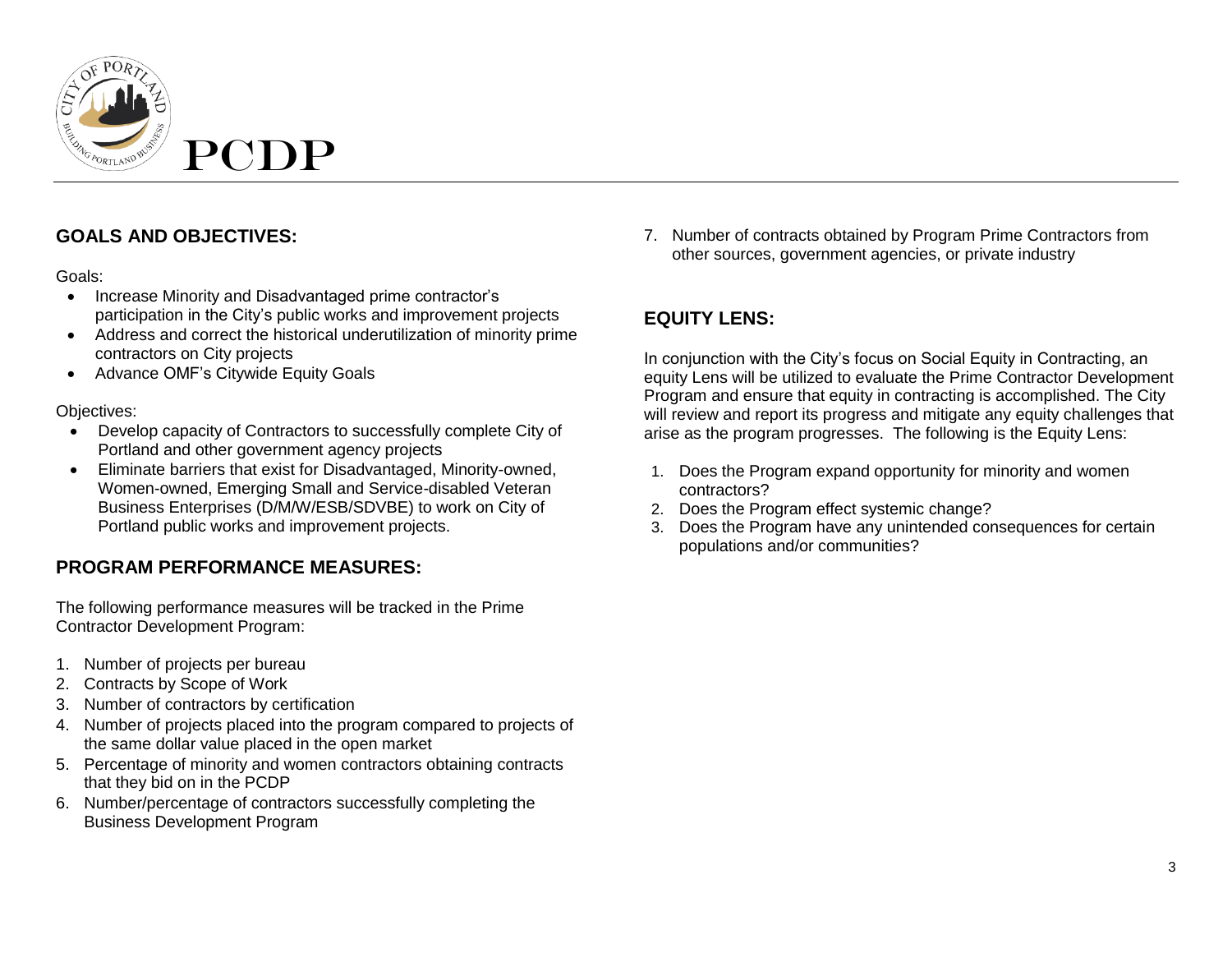# PCDP

## GOALS AND OBJECTIVES:

Goals:

- Increase Minority and Disadvantaged prime contractor's participation in the City's public works and improvement projects
- Address and correct the historical underutilization of minority prime contractors on City projects
- Advance OMF's Citywide Equity Goals

Objectives:

- Develop capacity of Contractors to successfully complete City of Portland and other government agency projects
- Eliminate barriers that exist for Disadvantaged, Minority-owned, Women-owned, Emerging Small and Service-disabled Veteran Business Enterprises (D/M/W/ESB/SDVBE) to work on City of Portland public works and improvement projects.

## PROGRAM PERFORMANCE MEASURES:

The following performance measures will be tracked in the Prime Contractor Development Program:

1. Number of projects per bureau
2. Contracts by Scope of Work
3. Number of contractors by certification
4. Number of projects placed into the program compared to projects of the same dollar value placed in the open market
5. Percentage of minority and women contractors obtaining contracts that they bid on in the PCDP
6. Number/percentage of contractors successfully completing the Business Development Program
7. Number of contracts obtained by Program Prime Contractors from other sources, government agencies, or private industry

## EQUITY LENS:

In conjunction with the City's focus on Social Equity in Contracting, an equity Lens will be utilized to evaluate the Prime Contractor Development Program and ensure that equity in contracting is accomplished. The City will review and report its progress and mitigate any equity challenges that arise as the program progresses. The following is the Equity Lens:

1. Does the Program expand opportunity for minority and women contractors?
2. Does the Program effect systemic change?
3. Does the Program have any unintended consequences for certain populations and/or communities?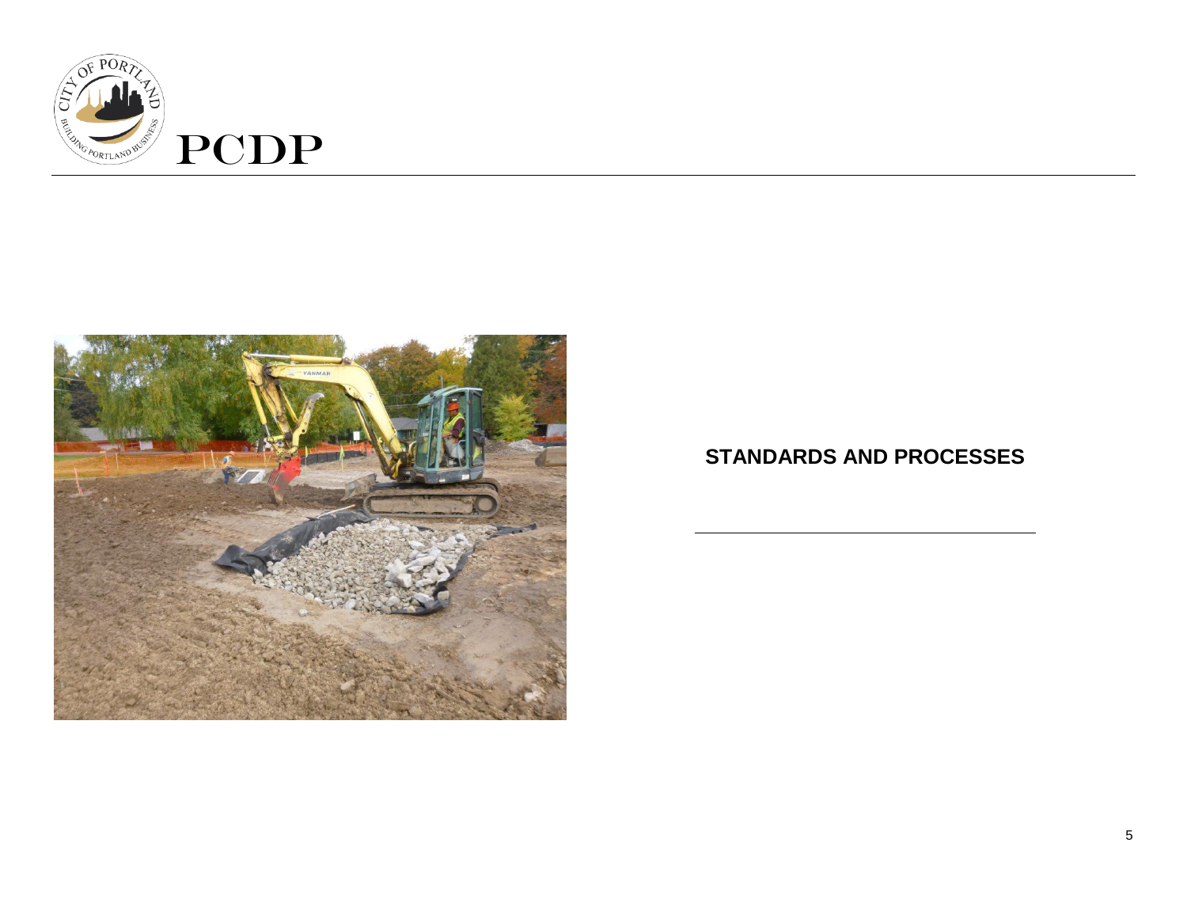## STANDARDS AND PROCESSES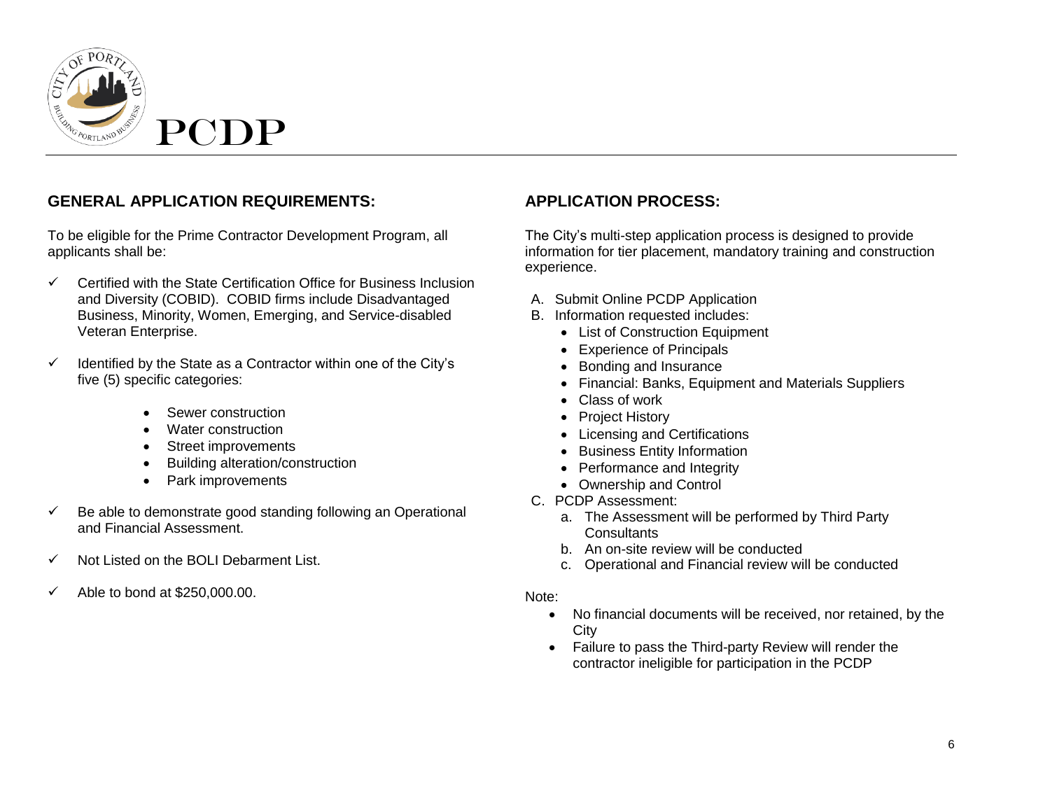# PCDP

## GENERAL APPLICATION REQUIREMENTS:

To be eligible for the Prime Contractor Development Program, all applicants shall be:

- ✓ Certified with the State Certification Office for Business Inclusion and Diversity (COBID). COBID firms include Disadvantaged Business, Minority, Women, Emerging, and Service-disabled Veteran Enterprise.
- ✓ Identified by the State as a Contractor within one of the City's five (5) specific categories:
  - Sewer construction
  - Water construction
  - Street improvements
  - Building alteration/construction
  - Park improvements
- ✓ Be able to demonstrate good standing following an Operational and Financial Assessment.
- ✓ Not Listed on the BOLI Debarment List.
- ✓ Able to bond at $250,000.00.

## APPLICATION PROCESS:

The City's multi-step application process is designed to provide information for tier placement, mandatory training and construction experience.

A. Submit Online PCDP Application
B. Information requested includes:
   - List of Construction Equipment
   - Experience of Principals
   - Bonding and Insurance
   - Financial: Banks, Equipment and Materials Suppliers
   - Class of work
   - Project History
   - Licensing and Certifications
   - Business Entity Information
   - Performance and Integrity
   - Ownership and Control
C. PCDP Assessment:
   a. The Assessment will be performed by Third Party Consultants
   b. An on-site review will be conducted
   c. Operational and Financial review will be conducted

Note:

- No financial documents will be received, nor retained, by the City
- Failure to pass the Third-party Review will render the contractor ineligible for participation in the PCDP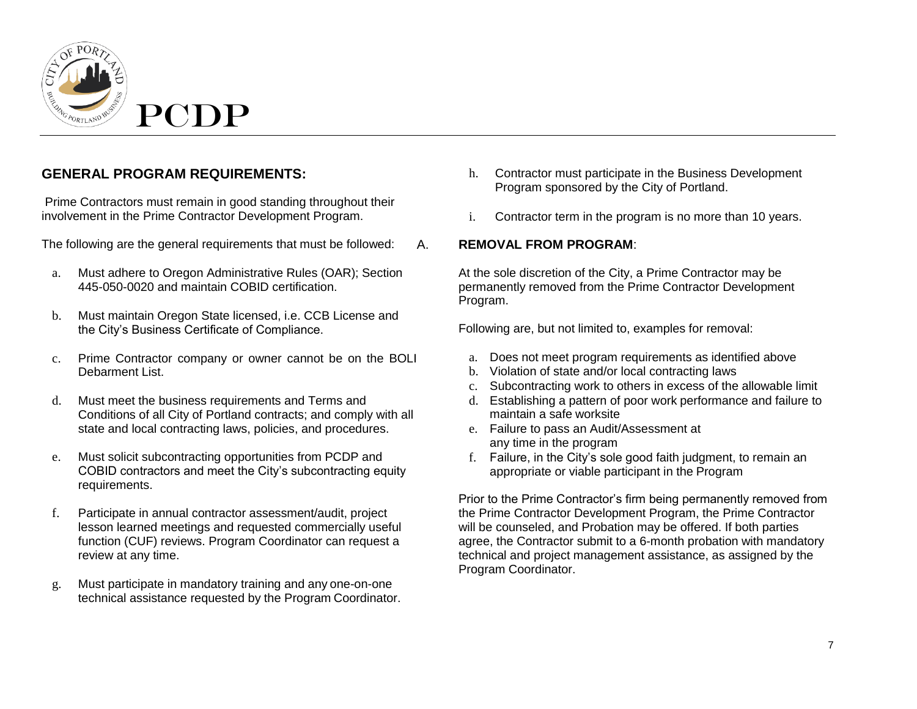# PCDP

## GENERAL PROGRAM REQUIREMENTS:

Prime Contractors must remain in good standing throughout their involvement in the Prime Contractor Development Program.

The following are the general requirements that must be followed:

a. Must adhere to Oregon Administrative Rules (OAR); Section 445-050-0020 and maintain COBID certification.

b. Must maintain Oregon State licensed, i.e. CCB License and the City's Business Certificate of Compliance.

c. Prime Contractor company or owner cannot be on the BOLI Debarment List.

d. Must meet the business requirements and Terms and Conditions of all City of Portland contracts; and comply with all state and local contracting laws, policies, and procedures.

e. Must solicit subcontracting opportunities from PCDP and COBID contractors and meet the City's subcontracting equity requirements.

f. Participate in annual contractor assessment/audit, project lesson learned meetings and requested commercially useful function (CUF) reviews. Program Coordinator can request a review at any time.

g. Must participate in mandatory training and any one-on-one technical assistance requested by the Program Coordinator.

h. Contractor must participate in the Business Development Program sponsored by the City of Portland.

i. Contractor term in the program is no more than 10 years.

## A. REMOVAL FROM PROGRAM:

At the sole discretion of the City, a Prime Contractor may be permanently removed from the Prime Contractor Development Program.

Following are, but not limited to, examples for removal:

a. Does not meet program requirements as identified above
b. Violation of state and/or local contracting laws
c. Subcontracting work to others in excess of the allowable limit
d. Establishing a pattern of poor work performance and failure to maintain a safe worksite
e. Failure to pass an Audit/Assessment at any time in the program
f. Failure, in the City's sole good faith judgment, to remain an appropriate or viable participant in the Program

Prior to the Prime Contractor's firm being permanently removed from the Prime Contractor Development Program, the Prime Contractor will be counseled, and Probation may be offered. If both parties agree, the Contractor submit to a 6-month probation with mandatory technical and project management assistance, as assigned by the Program Coordinator.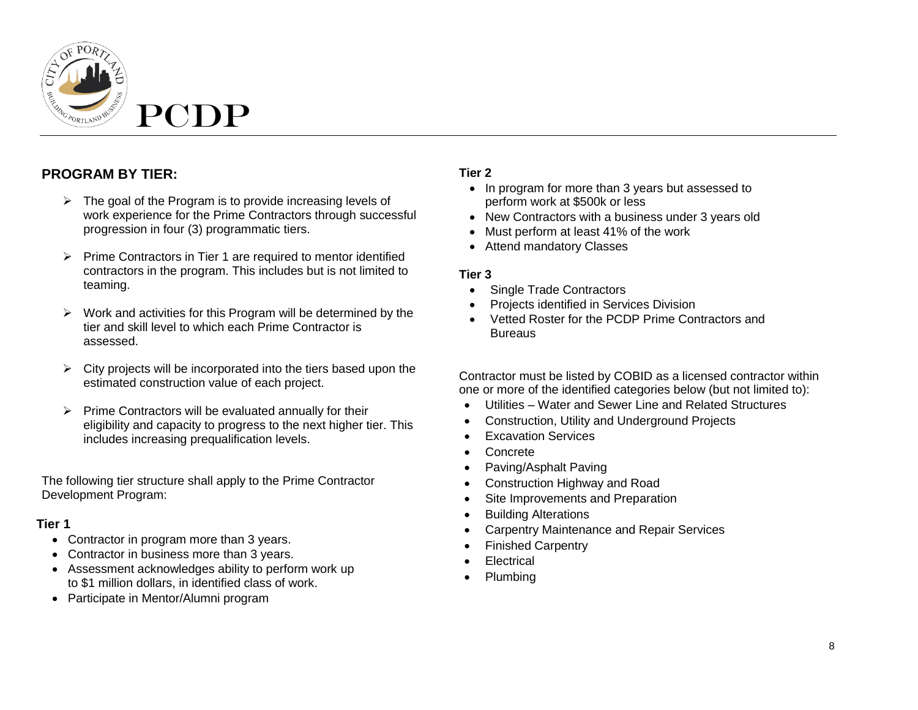PCDP

## PROGRAM BY TIER:

- The goal of the Program is to provide increasing levels of work experience for the Prime Contractors through successful progression in four (3) programmatic tiers.

- Prime Contractors in Tier 1 are required to mentor identified contractors in the program. This includes but is not limited to teaming.

- Work and activities for this Program will be determined by the tier and skill level to which each Prime Contractor is assessed.

- City projects will be incorporated into the tiers based upon the estimated construction value of each project.

- Prime Contractors will be evaluated annually for their eligibility and capacity to progress to the next higher tier. This includes increasing prequalification levels.

The following tier structure shall apply to the Prime Contractor Development Program:

**Tier 1**

- Contractor in program more than 3 years.
- Contractor in business more than 3 years.
- Assessment acknowledges ability to perform work up to $1 million dollars, in identified class of work.
- Participate in Mentor/Alumni program

**Tier 2**

- In program for more than 3 years but assessed to perform work at $500k or less
- New Contractors with a business under 3 years old
- Must perform at least 41% of the work
- Attend mandatory Classes

**Tier 3**

- Single Trade Contractors
- Projects identified in Services Division
- Vetted Roster for the PCDP Prime Contractors and Bureaus

Contractor must be listed by COBID as a licensed contractor within one or more of the identified categories below (but not limited to):

- Utilities – Water and Sewer Line and Related Structures
- Construction, Utility and Underground Projects
- Excavation Services
- Concrete
- Paving/Asphalt Paving
- Construction Highway and Road
- Site Improvements and Preparation
- Building Alterations
- Carpentry Maintenance and Repair Services
- Finished Carpentry
- Electrical
- Plumbing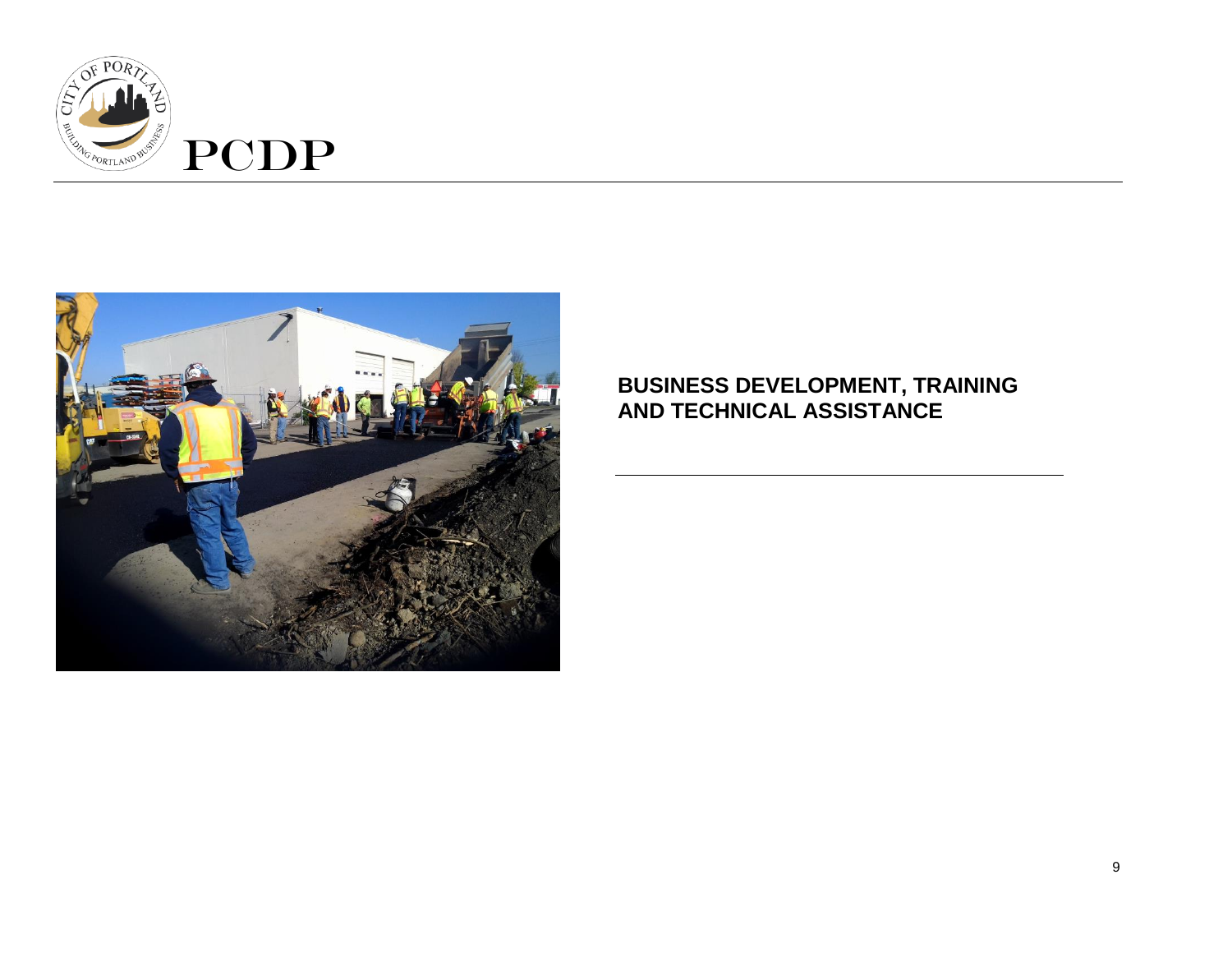PCDP

## BUSINESS DEVELOPMENT, TRAINING AND TECHNICAL ASSISTANCE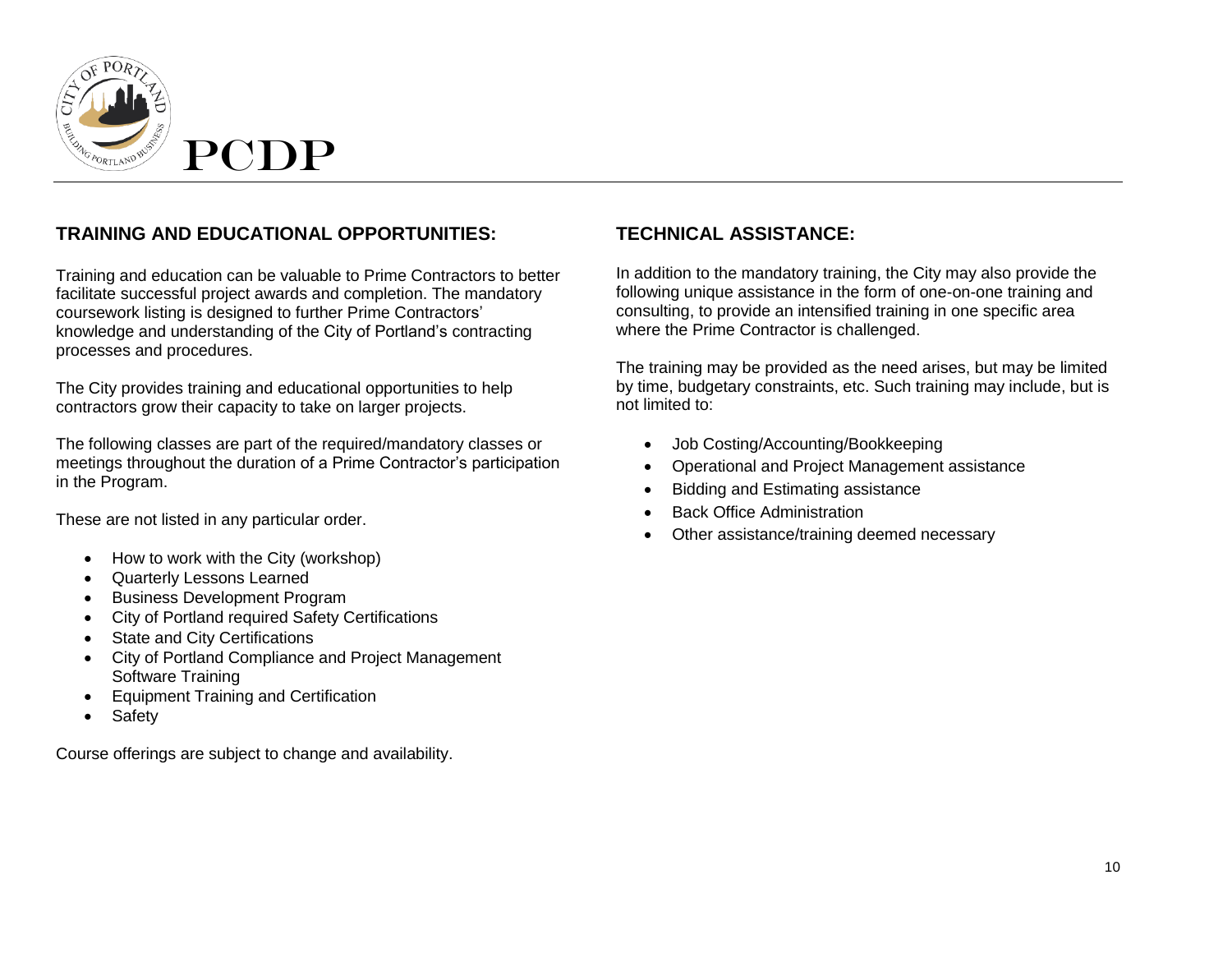PCDP

## TRAINING AND EDUCATIONAL OPPORTUNITIES:

Training and education can be valuable to Prime Contractors to better facilitate successful project awards and completion. The mandatory coursework listing is designed to further Prime Contractors' knowledge and understanding of the City of Portland's contracting processes and procedures.

The City provides training and educational opportunities to help contractors grow their capacity to take on larger projects.

The following classes are part of the required/mandatory classes or meetings throughout the duration of a Prime Contractor's participation in the Program.

These are not listed in any particular order.

- How to work with the City (workshop)
- Quarterly Lessons Learned
- Business Development Program
- City of Portland required Safety Certifications
- State and City Certifications
- City of Portland Compliance and Project Management Software Training
- Equipment Training and Certification
- Safety

Course offerings are subject to change and availability.

## TECHNICAL ASSISTANCE:

In addition to the mandatory training, the City may also provide the following unique assistance in the form of one-on-one training and consulting, to provide an intensified training in one specific area where the Prime Contractor is challenged.

The training may be provided as the need arises, but may be limited by time, budgetary constraints, etc. Such training may include, but is not limited to:

- Job Costing/Accounting/Bookkeeping
- Operational and Project Management assistance
- Bidding and Estimating assistance
- Back Office Administration
- Other assistance/training deemed necessary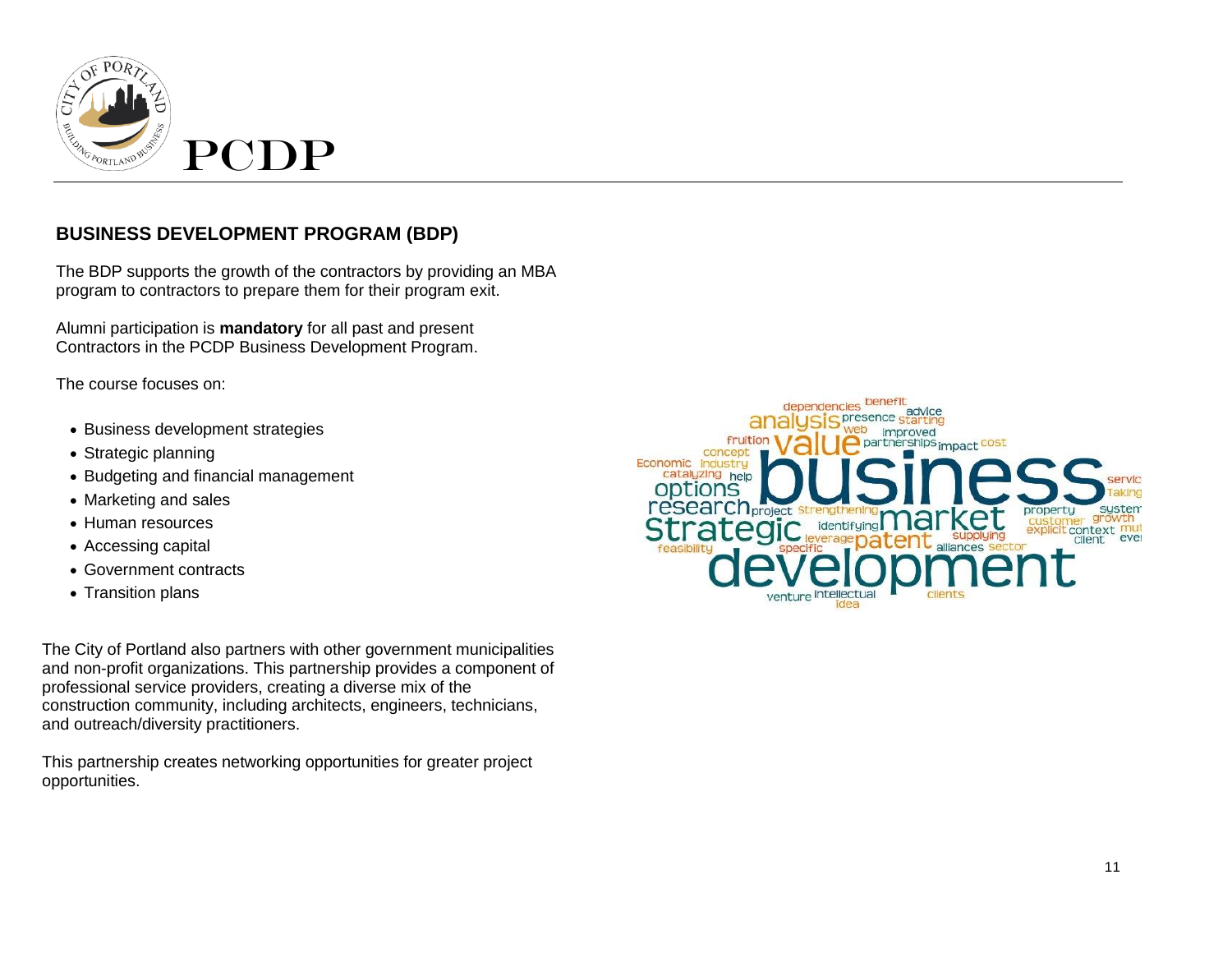# PCDP

## BUSINESS DEVELOPMENT PROGRAM (BDP)

The BDP supports the growth of the contractors by providing an MBA program to contractors to prepare them for their program exit.

Alumni participation is **mandatory** for all past and present Contractors in the PCDP Business Development Program.

The course focuses on:

- Business development strategies
- Strategic planning
- Budgeting and financial management
- Marketing and sales
- Human resources
- Accessing capital
- Government contracts
- Transition plans

The City of Portland also partners with other government municipalities and non-profit organizations. This partnership provides a component of professional service providers, creating a diverse mix of the construction community, including architects, engineers, technicians, and outreach/diversity practitioners.

This partnership creates networking opportunities for greater project opportunities.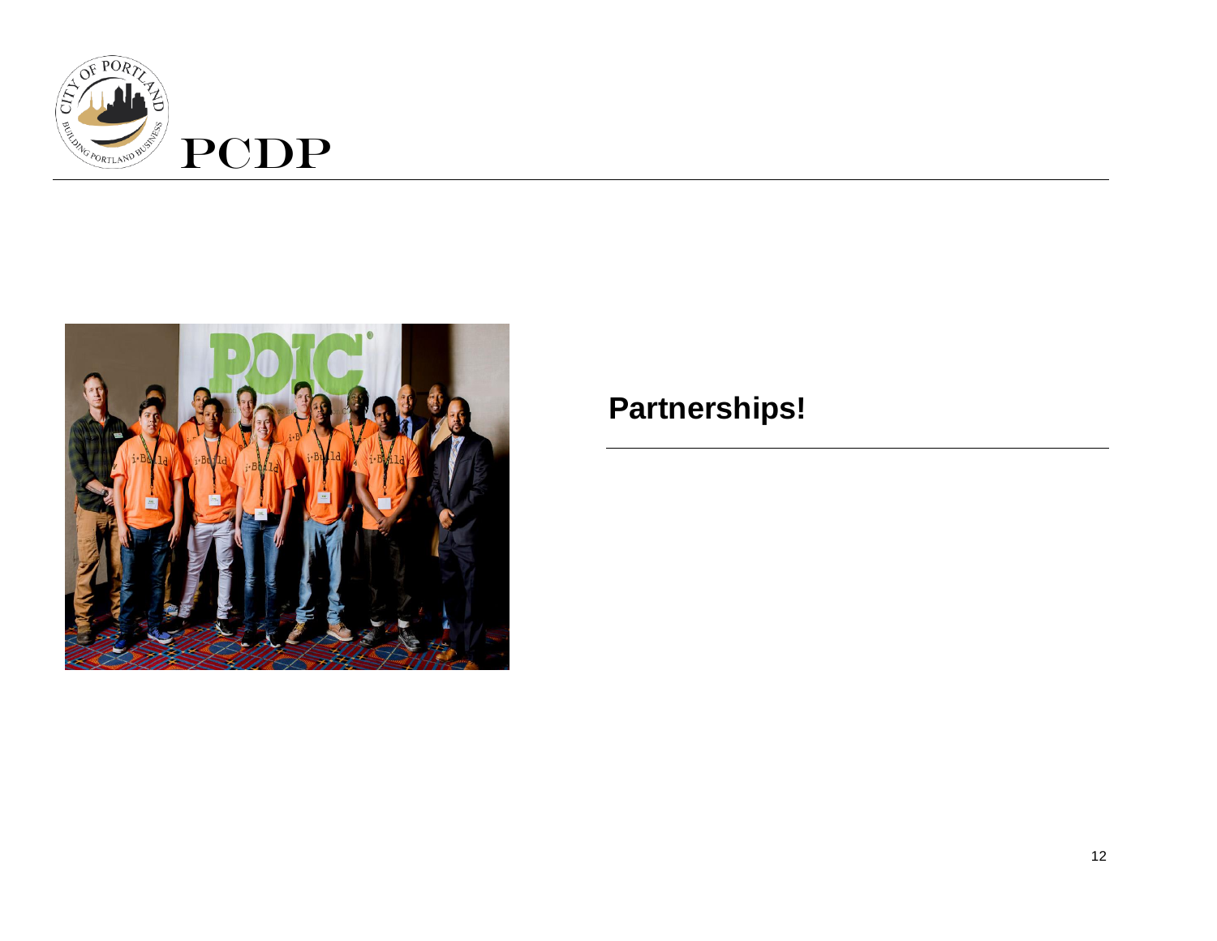PCDP

**Partnerships!**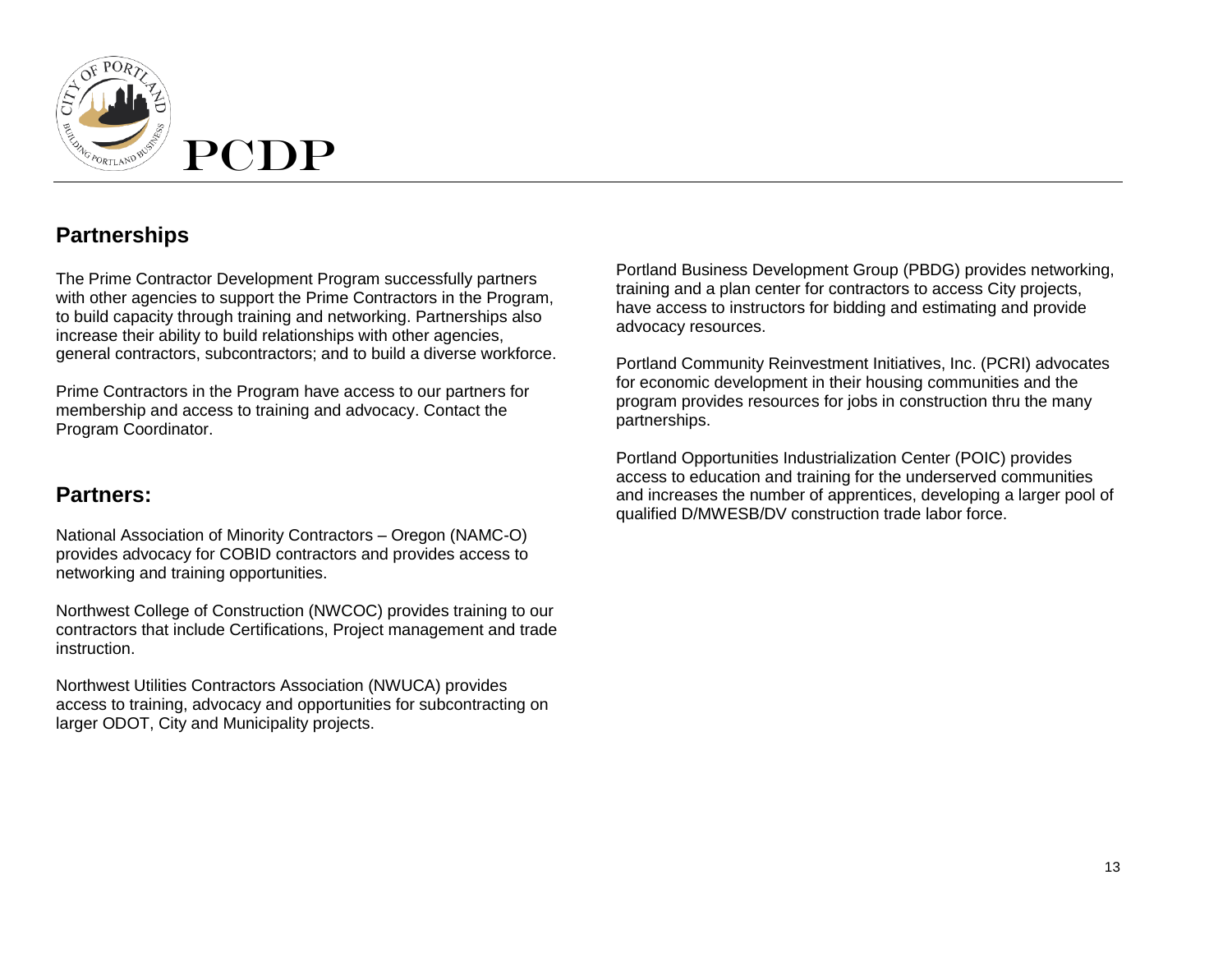## Partnerships

The Prime Contractor Development Program successfully partners with other agencies to support the Prime Contractors in the Program, to build capacity through training and networking. Partnerships also increase their ability to build relationships with other agencies, general contractors, subcontractors; and to build a diverse workforce.

Prime Contractors in the Program have access to our partners for membership and access to training and advocacy. Contact the Program Coordinator.

## Partners:

National Association of Minority Contractors – Oregon (NAMC-O) provides advocacy for COBID contractors and provides access to networking and training opportunities.

Northwest College of Construction (NWCOC) provides training to our contractors that include Certifications, Project management and trade instruction.

Northwest Utilities Contractors Association (NWUCA) provides access to training, advocacy and opportunities for subcontracting on larger ODOT, City and Municipality projects.

Portland Business Development Group (PBDG) provides networking, training and a plan center for contractors to access City projects, have access to instructors for bidding and estimating and provide advocacy resources.

Portland Community Reinvestment Initiatives, Inc. (PCRI) advocates for economic development in their housing communities and the program provides resources for jobs in construction thru the many partnerships.

Portland Opportunities Industrialization Center (POIC) provides access to education and training for the underserved communities and increases the number of apprentices, developing a larger pool of qualified D/MWESB/DV construction trade labor force.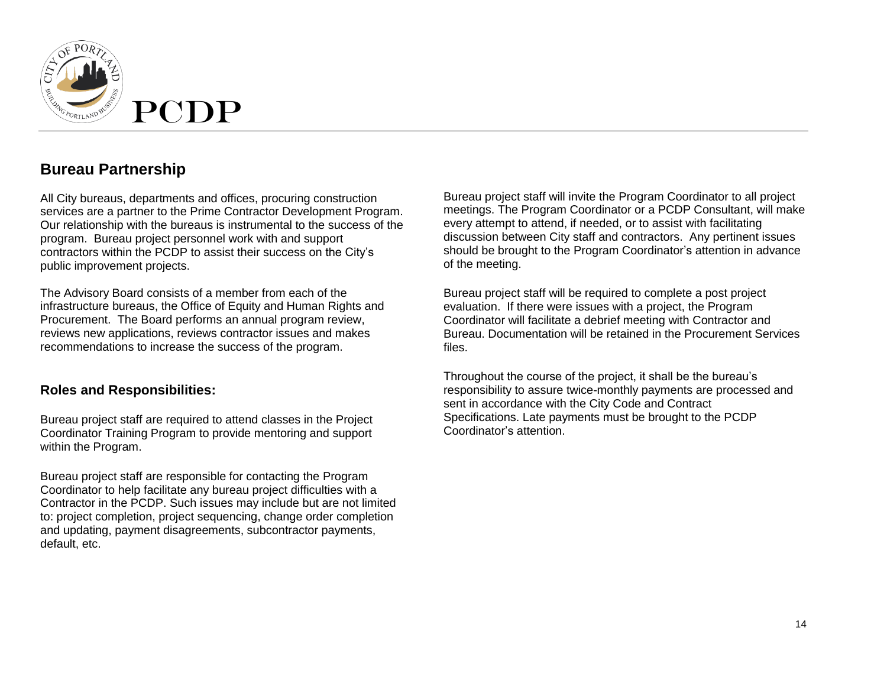# PCDP

## Bureau Partnership

All City bureaus, departments and offices, procuring construction services are a partner to the Prime Contractor Development Program. Our relationship with the bureaus is instrumental to the success of the program. Bureau project personnel work with and support contractors within the PCDP to assist their success on the City's public improvement projects.

The Advisory Board consists of a member from each of the infrastructure bureaus, the Office of Equity and Human Rights and Procurement. The Board performs an annual program review, reviews new applications, reviews contractor issues and makes recommendations to increase the success of the program.

### Roles and Responsibilities:

Bureau project staff are required to attend classes in the Project Coordinator Training Program to provide mentoring and support within the Program.

Bureau project staff are responsible for contacting the Program Coordinator to help facilitate any bureau project difficulties with a Contractor in the PCDP. Such issues may include but are not limited to: project completion, project sequencing, change order completion and updating, payment disagreements, subcontractor payments, default, etc.

Bureau project staff will invite the Program Coordinator to all project meetings. The Program Coordinator or a PCDP Consultant, will make every attempt to attend, if needed, or to assist with facilitating discussion between City staff and contractors. Any pertinent issues should be brought to the Program Coordinator's attention in advance of the meeting.

Bureau project staff will be required to complete a post project evaluation. If there were issues with a project, the Program Coordinator will facilitate a debrief meeting with Contractor and Bureau. Documentation will be retained in the Procurement Services files.

Throughout the course of the project, it shall be the bureau's responsibility to assure twice-monthly payments are processed and sent in accordance with the City Code and Contract Specifications. Late payments must be brought to the PCDP Coordinator's attention.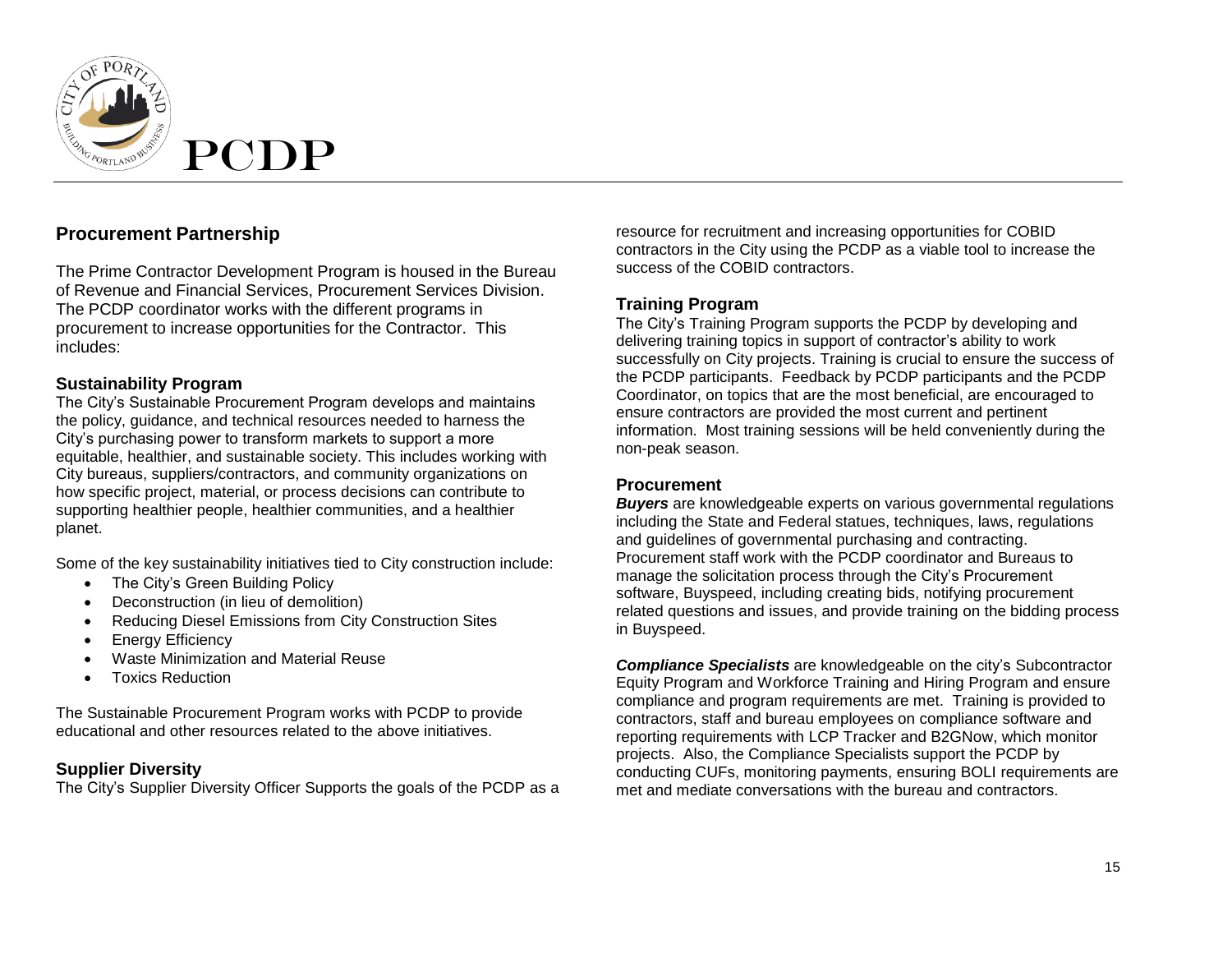# PCDP

## Procurement Partnership

The Prime Contractor Development Program is housed in the Bureau of Revenue and Financial Services, Procurement Services Division. The PCDP coordinator works with the different programs in procurement to increase opportunities for the Contractor. This includes:

### Sustainability Program

The City's Sustainable Procurement Program develops and maintains the policy, guidance, and technical resources needed to harness the City's purchasing power to transform markets to support a more equitable, healthier, and sustainable society. This includes working with City bureaus, suppliers/contractors, and community organizations on how specific project, material, or process decisions can contribute to supporting healthier people, healthier communities, and a healthier planet.

Some of the key sustainability initiatives tied to City construction include:

- The City's Green Building Policy
- Deconstruction (in lieu of demolition)
- Reducing Diesel Emissions from City Construction Sites
- Energy Efficiency
- Waste Minimization and Material Reuse
- Toxics Reduction

The Sustainable Procurement Program works with PCDP to provide educational and other resources related to the above initiatives.

### Supplier Diversity

The City's Supplier Diversity Officer Supports the goals of the PCDP as a resource for recruitment and increasing opportunities for COBID contractors in the City using the PCDP as a viable tool to increase the success of the COBID contractors.

### Training Program

The City's Training Program supports the PCDP by developing and delivering training topics in support of contractor's ability to work successfully on City projects. Training is crucial to ensure the success of the PCDP participants. Feedback by PCDP participants and the PCDP Coordinator, on topics that are the most beneficial, are encouraged to ensure contractors are provided the most current and pertinent information. Most training sessions will be held conveniently during the non-peak season.

### Procurement

***Buyers*** are knowledgeable experts on various governmental regulations including the State and Federal statues, techniques, laws, regulations and guidelines of governmental purchasing and contracting. Procurement staff work with the PCDP coordinator and Bureaus to manage the solicitation process through the City's Procurement software, Buyspeed, including creating bids, notifying procurement related questions and issues, and provide training on the bidding process in Buyspeed.

***Compliance Specialists*** are knowledgeable on the city's Subcontractor Equity Program and Workforce Training and Hiring Program and ensure compliance and program requirements are met. Training is provided to contractors, staff and bureau employees on compliance software and reporting requirements with LCP Tracker and B2GNow, which monitor projects. Also, the Compliance Specialists support the PCDP by conducting CUFs, monitoring payments, ensuring BOLI requirements are met and mediate conversations with the bureau and contractors.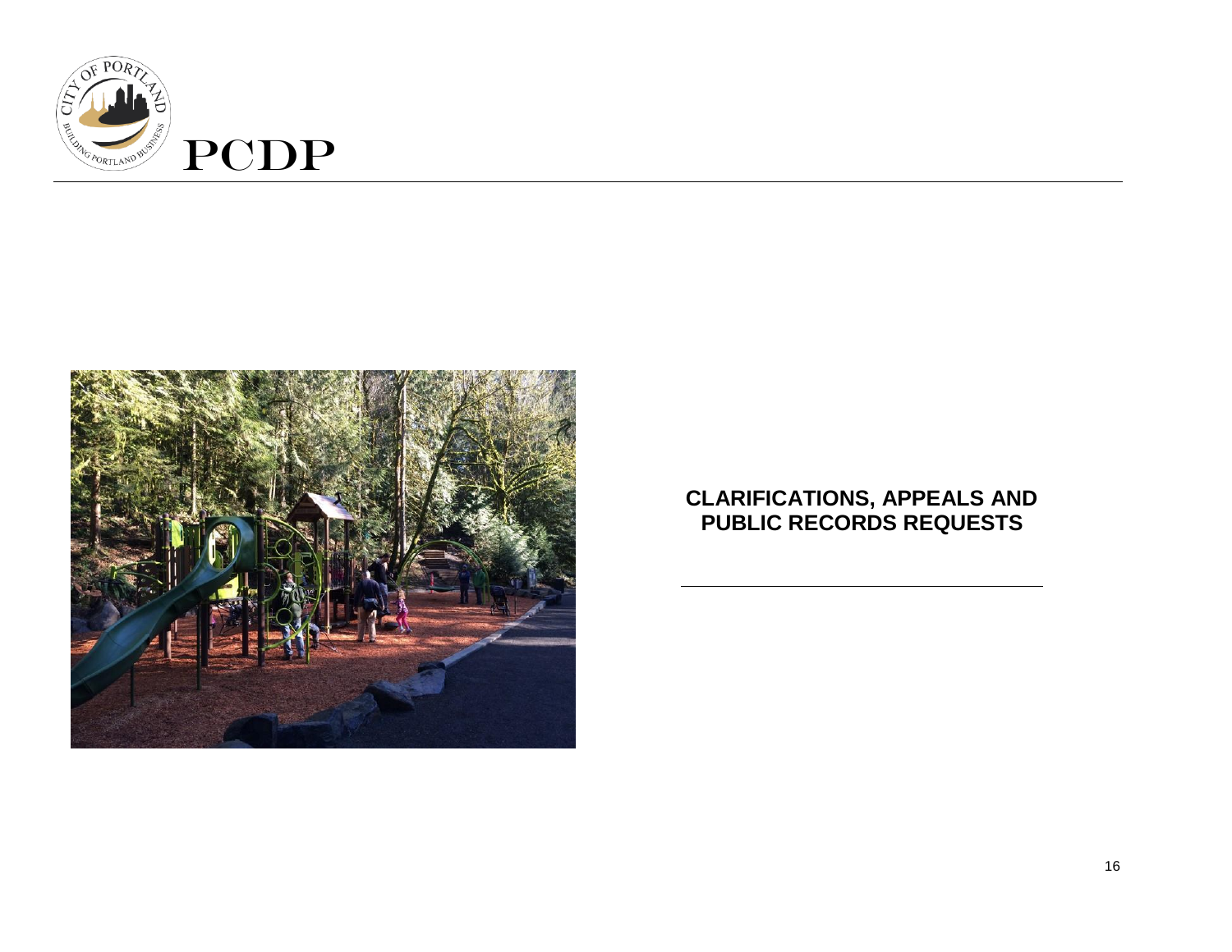# CLARIFICATIONS, APPEALS AND PUBLIC RECORDS REQUESTS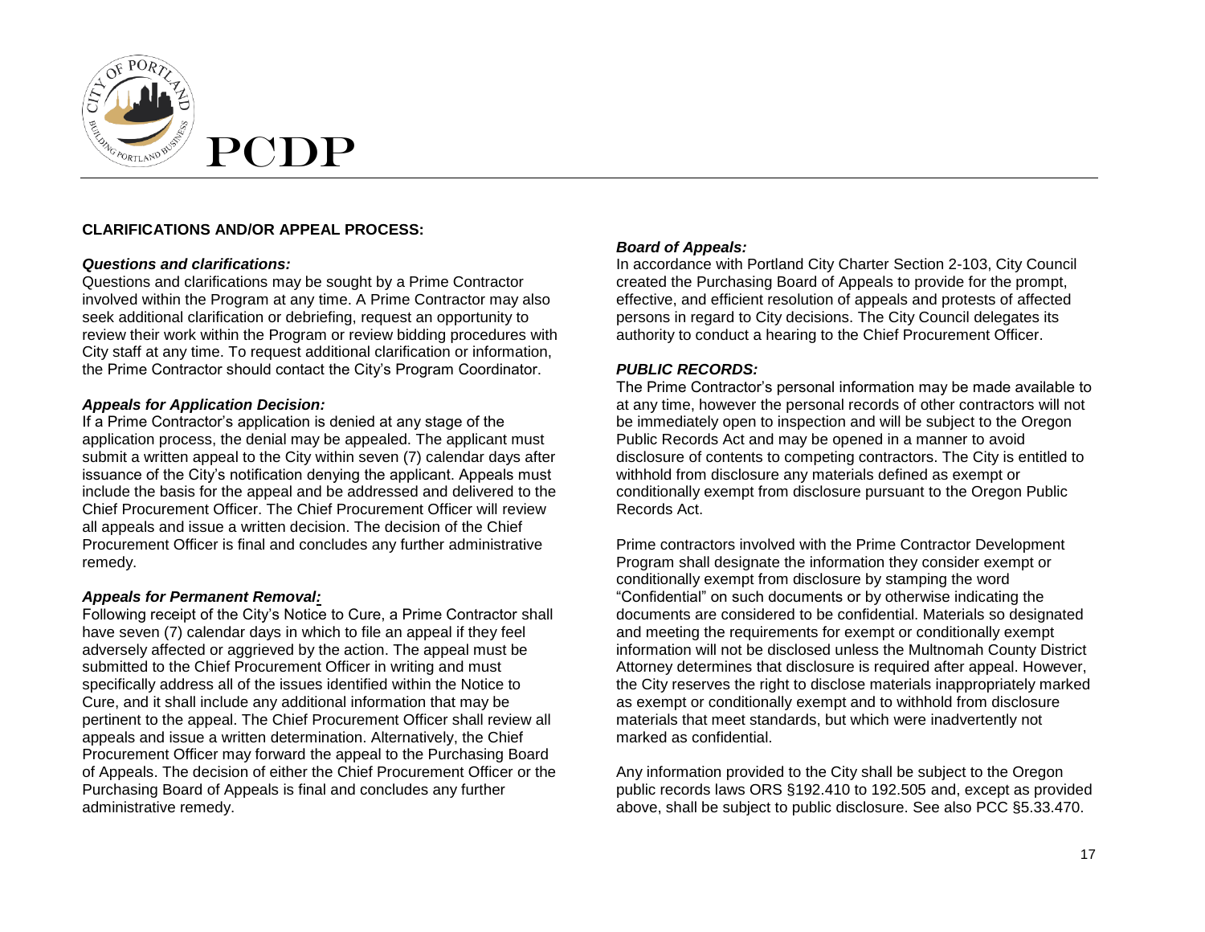## CLARIFICATIONS AND/OR APPEAL PROCESS:

***Questions and clarifications:***

Questions and clarifications may be sought by a Prime Contractor involved within the Program at any time. A Prime Contractor may also seek additional clarification or debriefing, request an opportunity to review their work within the Program or review bidding procedures with City staff at any time. To request additional clarification or information, the Prime Contractor should contact the City's Program Coordinator.

***Appeals for Application Decision:***

If a Prime Contractor's application is denied at any stage of the application process, the denial may be appealed. The applicant must submit a written appeal to the City within seven (7) calendar days after issuance of the City's notification denying the applicant. Appeals must include the basis for the appeal and be addressed and delivered to the Chief Procurement Officer. The Chief Procurement Officer will review all appeals and issue a written decision. The decision of the Chief Procurement Officer is final and concludes any further administrative remedy.

***Appeals for Permanent Removal:***

Following receipt of the City's Notice to Cure, a Prime Contractor shall have seven (7) calendar days in which to file an appeal if they feel adversely affected or aggrieved by the action. The appeal must be submitted to the Chief Procurement Officer in writing and must specifically address all of the issues identified within the Notice to Cure, and it shall include any additional information that may be pertinent to the appeal. The Chief Procurement Officer shall review all appeals and issue a written determination. Alternatively, the Chief Procurement Officer may forward the appeal to the Purchasing Board of Appeals. The decision of either the Chief Procurement Officer or the Purchasing Board of Appeals is final and concludes any further administrative remedy.

***Board of Appeals:***

In accordance with Portland City Charter Section 2-103, City Council created the Purchasing Board of Appeals to provide for the prompt, effective, and efficient resolution of appeals and protests of affected persons in regard to City decisions. The City Council delegates its authority to conduct a hearing to the Chief Procurement Officer.

***PUBLIC RECORDS:***

The Prime Contractor's personal information may be made available to at any time, however the personal records of other contractors will not be immediately open to inspection and will be subject to the Oregon Public Records Act and may be opened in a manner to avoid disclosure of contents to competing contractors. The City is entitled to withhold from disclosure any materials defined as exempt or conditionally exempt from disclosure pursuant to the Oregon Public Records Act.

Prime contractors involved with the Prime Contractor Development Program shall designate the information they consider exempt or conditionally exempt from disclosure by stamping the word "Confidential" on such documents or by otherwise indicating the documents are considered to be confidential. Materials so designated and meeting the requirements for exempt or conditionally exempt information will not be disclosed unless the Multnomah County District Attorney determines that disclosure is required after appeal. However, the City reserves the right to disclose materials inappropriately marked as exempt or conditionally exempt and to withhold from disclosure materials that meet standards, but which were inadvertently not marked as confidential.

Any information provided to the City shall be subject to the Oregon public records laws ORS §192.410 to 192.505 and, except as provided above, shall be subject to public disclosure. See also PCC §5.33.470.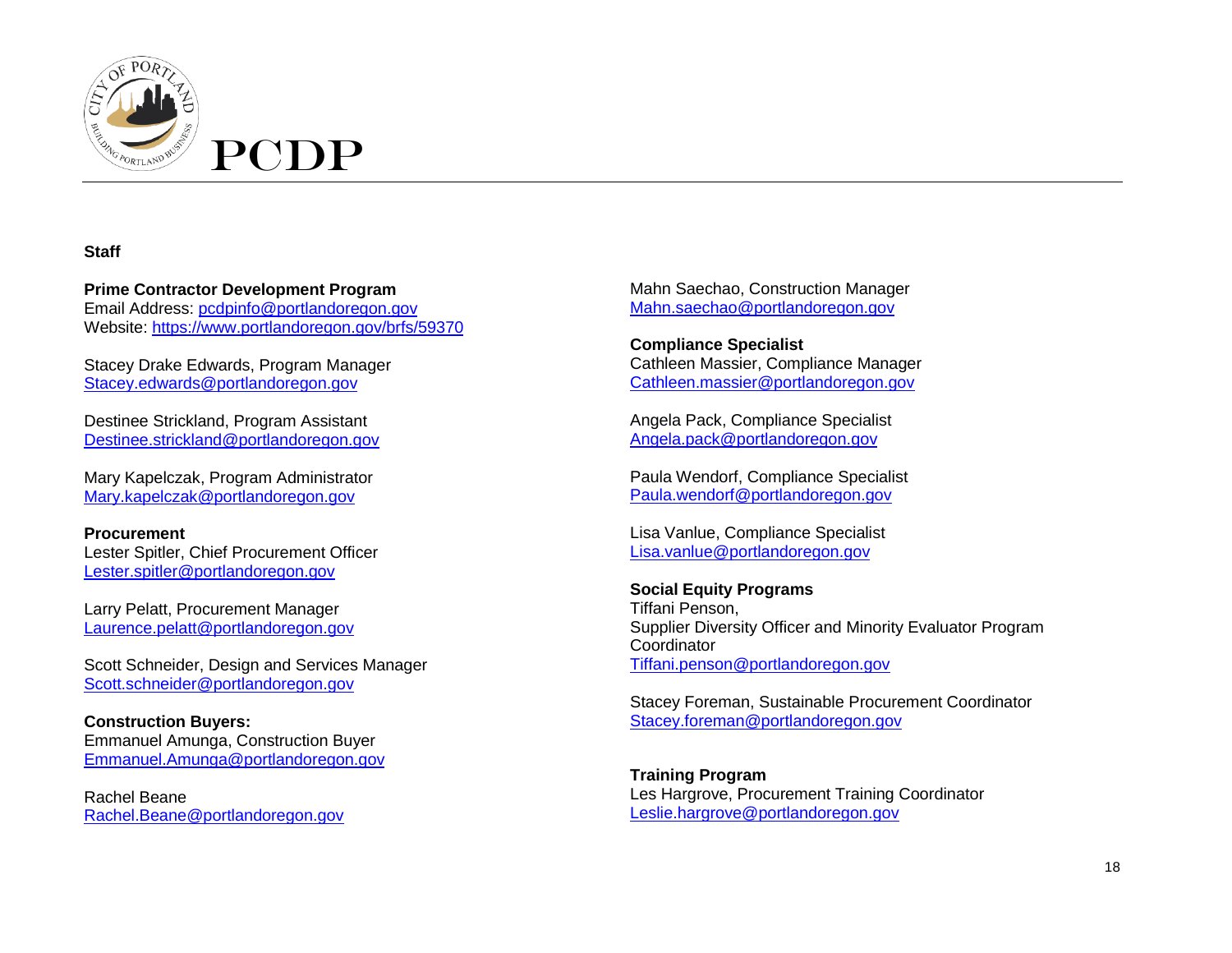# PCDP

**Staff**

**Prime Contractor Development Program**
Email Address: pcdpinfo@portlandoregon.gov
Website: https://www.portlandoregon.gov/brfs/59370

Stacey Drake Edwards, Program Manager
Stacey.edwards@portlandoregon.gov

Destinee Strickland, Program Assistant
Destinee.strickland@portlandoregon.gov

Mary Kapelczak, Program Administrator
Mary.kapelczak@portlandoregon.gov

**Procurement**
Lester Spitler, Chief Procurement Officer
Lester.spitler@portlandoregon.gov

Larry Pelatt, Procurement Manager
Laurence.pelatt@portlandoregon.gov

Scott Schneider, Design and Services Manager
Scott.schneider@portlandoregon.gov

**Construction Buyers:**
Emmanuel Amunga, Construction Buyer
Emmanuel.Amunga@portlandoregon.gov

Rachel Beane
Rachel.Beane@portlandoregon.gov

Mahn Saechao, Construction Manager
Mahn.saechao@portlandoregon.gov

**Compliance Specialist**
Cathleen Massier, Compliance Manager
Cathleen.massier@portlandoregon.gov

Angela Pack, Compliance Specialist
Angela.pack@portlandoregon.gov

Paula Wendorf, Compliance Specialist
Paula.wendorf@portlandoregon.gov

Lisa Vanlue, Compliance Specialist
Lisa.vanlue@portlandoregon.gov

**Social Equity Programs**
Tiffani Penson,
Supplier Diversity Officer and Minority Evaluator Program Coordinator
Tiffani.penson@portlandoregon.gov

Stacey Foreman, Sustainable Procurement Coordinator
Stacey.foreman@portlandoregon.gov

**Training Program**
Les Hargrove, Procurement Training Coordinator
Leslie.hargrove@portlandoregon.gov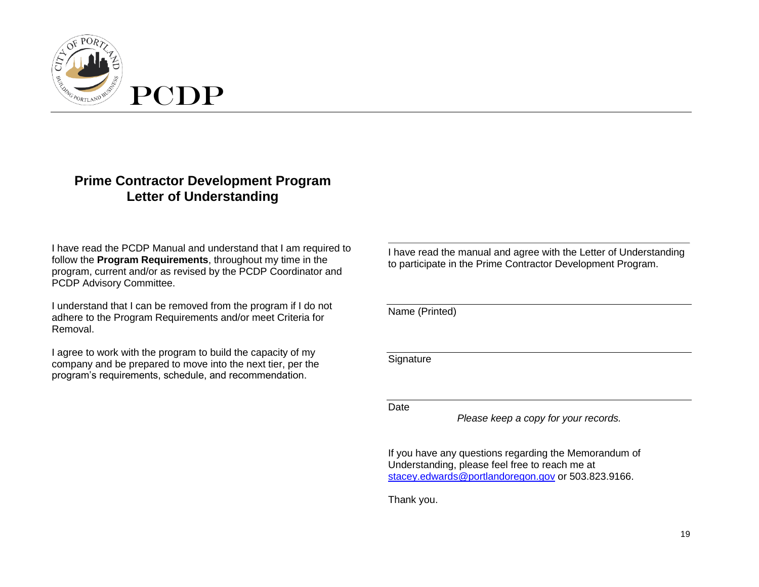PCDP

## Prime Contractor Development Program
## Letter of Understanding

I have read the PCDP Manual and understand that I am required to follow the **Program Requirements**, throughout my time in the program, current and/or as revised by the PCDP Coordinator and PCDP Advisory Committee.

I understand that I can be removed from the program if I do not adhere to the Program Requirements and/or meet Criteria for Removal.

I agree to work with the program to build the capacity of my company and be prepared to move into the next tier, per the program's requirements, schedule, and recommendation.

---

I have read the manual and agree with the Letter of Understanding to participate in the Prime Contractor Development Program.

Name (Printed)

Signature

Date

*Please keep a copy for your records.*

If you have any questions regarding the Memorandum of Understanding, please feel free to reach me at stacey.edwards@portlandoregon.gov or 503.823.9166.

Thank you.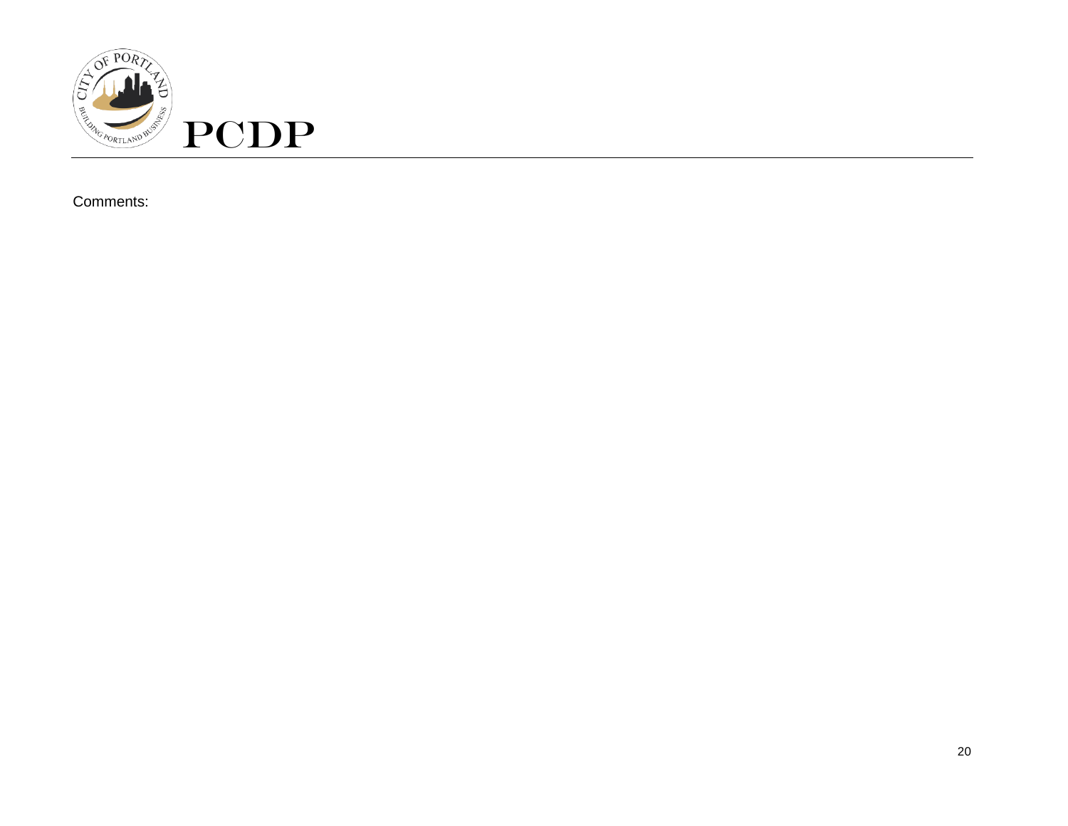PCDP

Comments: